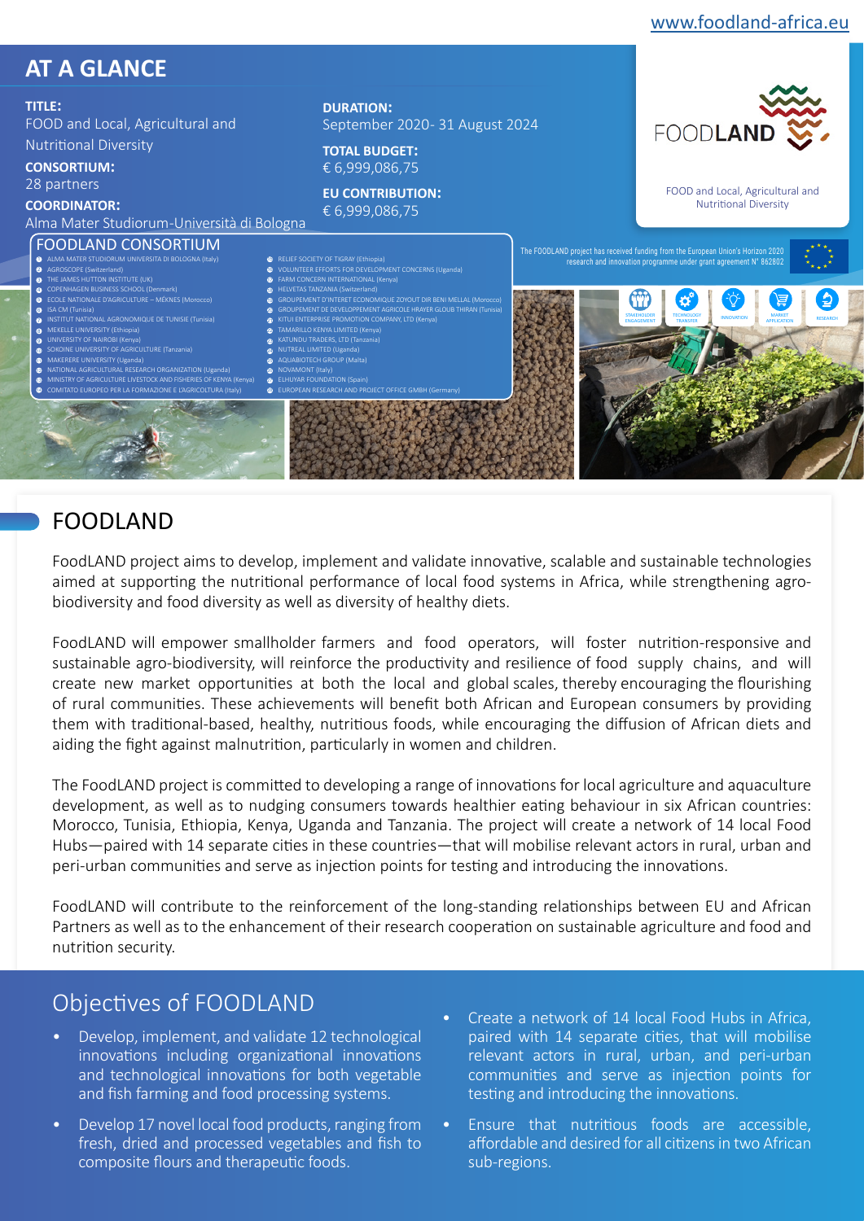www.foodland-africa.eu

## AT A GLANCE

**TITLE:**
FOOD and Local, Agricultural and Nutritional Diversity

**CONSORTIUM:**
28 partners

**COORDINATOR:**
Alma Mater Studiorum-Università di Bologna

**DURATION:**
September 2020- 31 August 2024

**TOTAL BUDGET:**
€ 6,999,086,75

**EU CONTRIBUTION:**
€ 6,999,086,75

FOODLAND

FOOD and Local, Agricultural and Nutritional Diversity

### FOODLAND CONSORTIUM

1. ALMA MATER STUDIORUM UNIVERSITA DI BOLOGNA (Italy)
2. AGROSCOPE (Switzerland)
3. THE JAMES HUTTON INSTITUTE (UK)
4. COPENHAGEN BUSINESS SCHOOL (Denmark)
5. ECOLE NATIONALE D'AGRICULTURE – MÉKNES (Morocco)
6. ISA CM (Tunisia)
7. INSTITUT NATIONAL AGRONOMIQUE DE TUNISIE (Tunisia)
8. MEKELLE UNIVERSITY (Ethiopia)
9. UNIVERSITY OF NAIROBI (Kenya)
10. SOKOINE UNIVERSITY OF AGRICULTURE (Tanzania)
11. MAKERERE UNIVERSITY (Uganda)
12. NATIONAL AGRICULTURAL RESEARCH ORGANIZATION (Uganda)
13. MINISTRY OF AGRICULTURE LIVESTOCK AND FISHERIES OF KENYA (Kenya)
14. COMITATO EUROPEO PER LA FORMAZIONE E L'AGRICOLTURA (Italy)
15. RELIEF SOCIETY OF TIGRAY (Ethiopia)
16. VOLUNTEER EFFORTS FOR DEVELOPMENT CONCERNS (Uganda)
17. FARM CONCERN INTERNATIONAL (Kenya)
18. HELVETAS TANZANIA (Switzerland)
19. GROUPEMENT D'INTERET ECONOMIQUE ZOYOUT DIR BENI MELLAL (Morocco)
20. GROUPEMENT DE DEVELOPPEMENT AGRICOLE HRAYER GLOUB THIRAN (Tunisia)
21. KITUI ENTERPRISE PROMOTION COMPANY, LTD (Kenya)
22. TAMARILLO KENYA LIMITED (Kenya)
23. KATUNDU TRADERS, LTD (Tanzania)
24. NUTREAL LIMITED (Uganda)
25. AQUABIOTECH GROUP (Malta)
26. NOVAMONT (Italy)
27. ELHUYAR FOUNDATION (Spain)
28. EUROPEAN RESEARCH AND PROJECT OFFICE GMBH (Germany)

The FOODLAND project has received funding from the European Union's Horizon 2020 research and innovation programme under grant agreement N° 862802

STAKEHOLDER ENGAGEMENT · TECHNOLOGY TRANSFER · INNOVATION · MARKET APPLICATION · RESEARCH

## FOODLAND

FoodLAND project aims to develop, implement and validate innovative, scalable and sustainable technologies aimed at supporting the nutritional performance of local food systems in Africa, while strengthening agro-biodiversity and food diversity as well as diversity of healthy diets.

FoodLAND will empower smallholder farmers and food operators, will foster nutrition-responsive and sustainable agro-biodiversity, will reinforce the productivity and resilience of food supply chains, and will create new market opportunities at both the local and global scales, thereby encouraging the flourishing of rural communities. These achievements will benefit both African and European consumers by providing them with traditional-based, healthy, nutritious foods, while encouraging the diffusion of African diets and aiding the fight against malnutrition, particularly in women and children.

The FoodLAND project is committed to developing a range of innovations for local agriculture and aquaculture development, as well as to nudging consumers towards healthier eating behaviour in six African countries: Morocco, Tunisia, Ethiopia, Kenya, Uganda and Tanzania. The project will create a network of 14 local Food Hubs—paired with 14 separate cities in these countries—that will mobilise relevant actors in rural, urban and peri-urban communities and serve as injection points for testing and introducing the innovations.

FoodLAND will contribute to the reinforcement of the long-standing relationships between EU and African Partners as well as to the enhancement of their research cooperation on sustainable agriculture and food and nutrition security.

## Objectives of FOODLAND

- Develop, implement, and validate 12 technological innovations including organizational innovations and technological innovations for both vegetable and fish farming and food processing systems.
- Develop 17 novel local food products, ranging from fresh, dried and processed vegetables and fish to composite flours and therapeutic foods.
- Create a network of 14 local Food Hubs in Africa, paired with 14 separate cities, that will mobilise relevant actors in rural, urban, and peri-urban communities and serve as injection points for testing and introducing the innovations.
- Ensure that nutritious foods are accessible, affordable and desired for all citizens in two African sub-regions.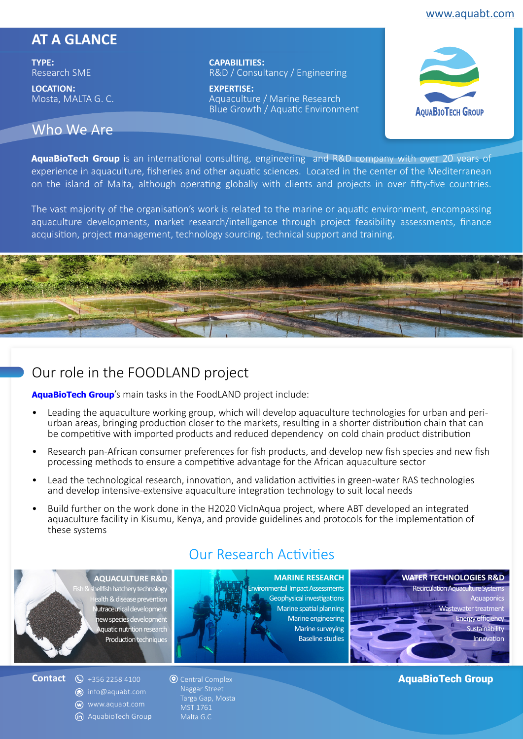www.aquabt.com

## AT A GLANCE

**TYPE:**
Research SME

**LOCATION:**
Mosta, MALTA G. C.

**CAPABILITIES:**
R&D / Consultancy / Engineering

**EXPERTISE:**
Aquaculture / Marine Research
Blue Growth / Aquatic Environment

AquaBioTech Group

## Who We Are

**AquaBioTech Group** is an international consulting, engineering and R&D company with over 20 years of experience in aquaculture, fisheries and other aquatic sciences. Located in the center of the Mediterranean on the island of Malta, although operating globally with clients and projects in over fifty-five countries.

The vast majority of the organisation's work is related to the marine or aquatic environment, encompassing aquaculture developments, market research/intelligence through project feasibility assessments, finance acquisition, project management, technology sourcing, technical support and training.

## Our role in the FOODLAND project

**AquaBioTech Group**'s main tasks in the FoodLAND project include:

- Leading the aquaculture working group, which will develop aquaculture technologies for urban and peri-urban areas, bringing production closer to the markets, resulting in a shorter distribution chain that can be competitive with imported products and reduced dependency on cold chain product distribution
- Research pan-African consumer preferences for fish products, and develop new fish species and new fish processing methods to ensure a competitive advantage for the African aquaculture sector
- Lead the technological research, innovation, and validation activities in green-water RAS technologies and develop intensive-extensive aquaculture integration technology to suit local needs
- Build further on the work done in the H2020 VicInAqua project, where ABT developed an integrated aquaculture facility in Kisumu, Kenya, and provide guidelines and protocols for the implementation of these systems

## Our Research Activities

**AQUACULTURE R&D**
Fish & shellfish hatchery technology
Health & disease prevention
Nutraceutical development
new species development
Aquatic nutrition research
Production techniques

**MARINE RESEARCH**
Environmental Impact Assessments
Geophysical investigations
Marine spatial planning
Marine engineering
Marine surveying
Baseline studies

**WATER TECHNOLOGIES R&D**
Recirculation Aquaculture Systems
Aquaponics
Wastewater treatment
Energy efficiency
Sustainability
Innovation

**Contact**
+356 2258 4100
info@aquabt.com
www.aquabt.com
AquabioTech Group

Central Complex
Naggar Street
Targa Gap, Mosta
MST 1761
Malta G.C

**AquaBioTech Group**